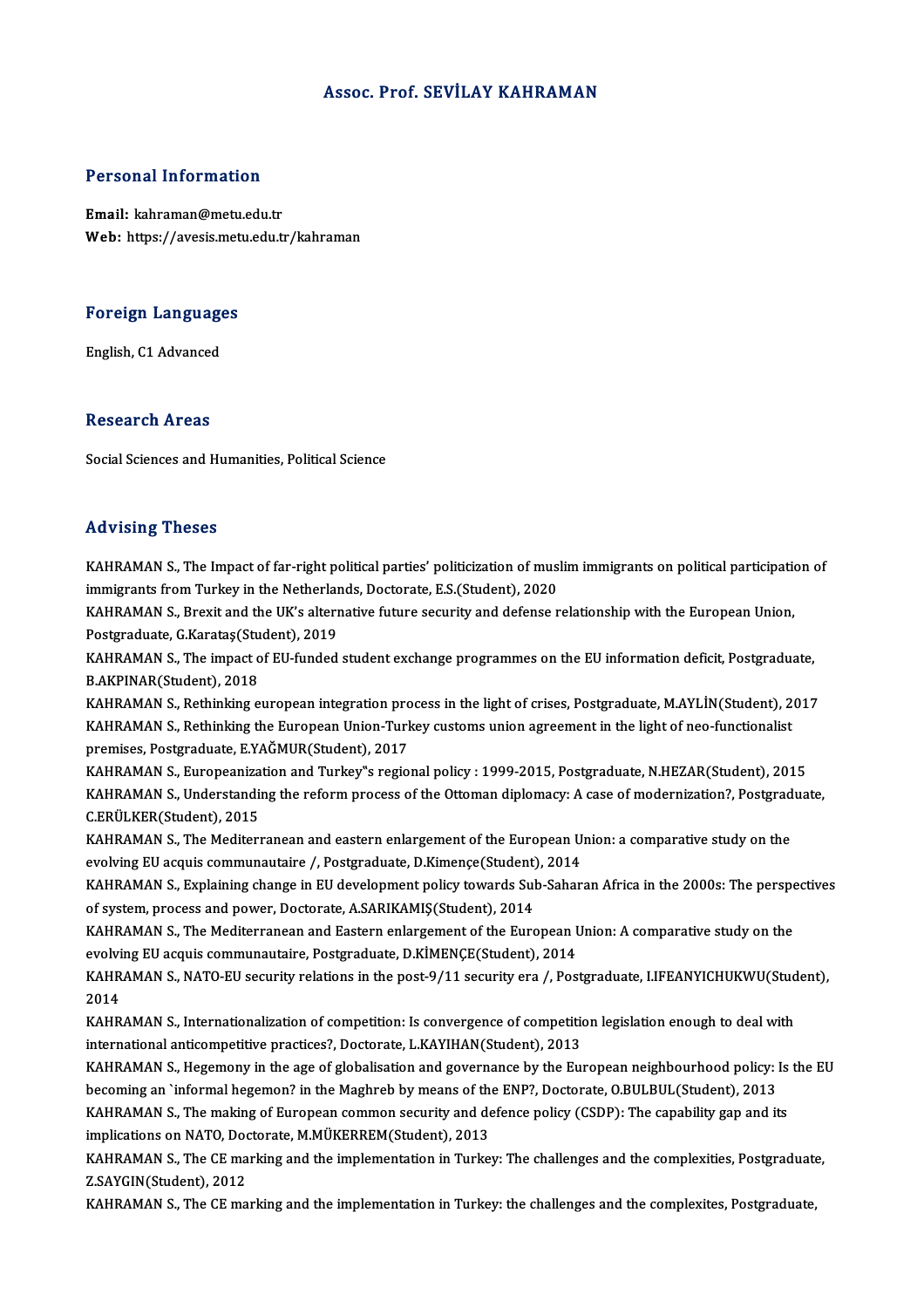# Assoc. Prof. SEVİLAY KAHRAMAN

## Personal Information

**Email:** kahraman@metu.edu.tr
**Web:** https://avesis.metu.edu.tr/kahraman

## Foreign Languages

English, C1 Advanced

## Research Areas

Social Sciences and Humanities, Political Science

## Advising Theses

KAHRAMAN S., The Impact of far-right political parties' politicization of muslim immigrants on political participation of immigrants from Turkey in the Netherlands, Doctorate, E.S.(Student), 2020

KAHRAMAN S., Brexit and the UK's alternative future security and defense relationship with the European Union, Postgraduate, G.Karataş(Student), 2019

KAHRAMAN S., The impact of EU-funded student exchange programmes on the EU information deficit, Postgraduate, B.AKPINAR(Student), 2018

KAHRAMAN S., Rethinking european integration process in the light of crises, Postgraduate, M.AYLİN(Student), 2017

KAHRAMAN S., Rethinking the European Union-Turkey customs union agreement in the light of neo-functionalist premises, Postgraduate, E.YAĞMUR(Student), 2017

KAHRAMAN S., Europeanization and Turkey‟s regional policy : 1999-2015, Postgraduate, N.HEZAR(Student), 2015

KAHRAMAN S., Understanding the reform process of the Ottoman diplomacy: A case of modernization?, Postgraduate, C.ERÜLKER(Student), 2015

KAHRAMAN S., The Mediterranean and eastern enlargement of the European Union: a comparative study on the evolving EU acquis communautaire /, Postgraduate, D.Kimençe(Student), 2014

KAHRAMAN S., Explaining change in EU development policy towards Sub-Saharan Africa in the 2000s: The perspectives of system, process and power, Doctorate, A.SARIKAMIŞ(Student), 2014

KAHRAMAN S., The Mediterranean and Eastern enlargement of the European Union: A comparative study on the evolving EU acquis communautaire, Postgraduate, D.KİMENÇE(Student), 2014

KAHRAMAN S., NATO-EU security relations in the post-9/11 security era /, Postgraduate, I.IFEANYICHUKWU(Student), 2014

KAHRAMAN S., Internationalization of competition: Is convergence of competition legislation enough to deal with international anticompetitive practices?, Doctorate, L.KAYIHAN(Student), 2013

KAHRAMAN S., Hegemony in the age of globalisation and governance by the European neighbourhood policy: Is the EU becoming an `informal hegemon? in the Maghreb by means of the ENP?, Doctorate, O.BULBUL(Student), 2013

KAHRAMAN S., The making of European common security and defence policy (CSDP): The capability gap and its implications on NATO, Doctorate, M.MÜKERREM(Student), 2013

KAHRAMAN S., The CE marking and the implementation in Turkey: The challenges and the complexities, Postgraduate, Z.SAYGIN(Student), 2012

KAHRAMAN S., The CE marking and the implementation in Turkey: the challenges and the complexites, Postgraduate,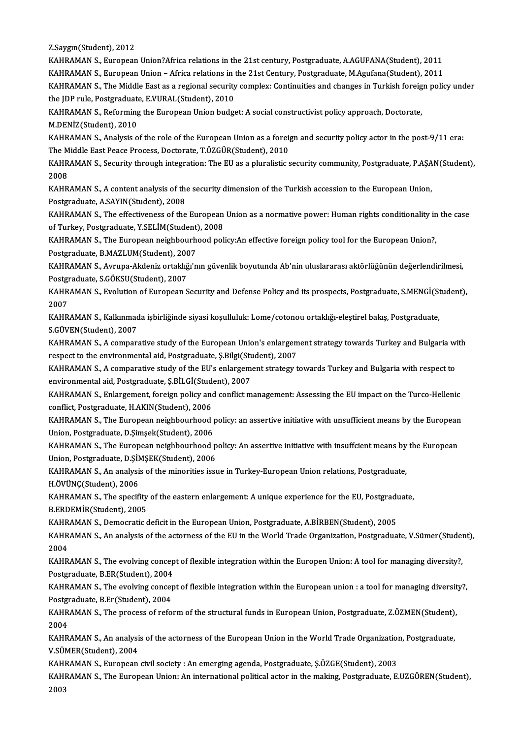Z.Saygın(Student), 2012

KAHRAMAN S., European Union?Africa relations in the 21st century, Postgraduate, A.AGUFANA(Student), 2011

KAHRAMAN S., European Union – Africa relations in the 21st Century, Postgraduate, M.Agufana(Student), 2011

KAHRAMAN S., The Middle East as a regional security complex: Continuities and changes in Turkish foreign policy under the JDP rule, Postgraduate, E.VURAL(Student), 2010

KAHRAMAN S., Reforming the European Union budget: A social constructivist policy approach, Doctorate, M.DENİZ(Student), 2010

KAHRAMAN S., Analysis of the role of the European Union as a foreign and security policy actor in the post-9/11 era: The Middle East Peace Process, Doctorate, T.ÖZGÜR(Student), 2010

KAHRAMAN S., Security through integration: The EU as a pluralistic security community, Postgraduate, P.AŞAN(Student), 2008

KAHRAMAN S., A content analysis of the security dimension of the Turkish accession to the European Union, Postgraduate, A.SAYIN(Student), 2008

KAHRAMAN S., The effectiveness of the European Union as a normative power: Human rights conditionality in the case of Turkey, Postgraduate, Y.SELİM(Student), 2008

KAHRAMAN S., The European neighbourhood policy:An effective foreign policy tool for the European Union?, Postgraduate, B.MAZLUM(Student), 2007

KAHRAMAN S., Avrupa-Akdeniz ortaklığı'nın güvenlik boyutunda Ab'nin uluslararası aktörlüğünün değerlendirilmesi, Postgraduate, S.GÖKSU(Student), 2007

KAHRAMAN S., Evolution of European Security and Defense Policy and its prospects, Postgraduate, S.MENGİ(Student), 2007

KAHRAMAN S., Kalkınmada işbirliğinde siyasi koşulluluk: Lome/cotonou ortaklığı-eleştirel bakış, Postgraduate, S.GÜVEN(Student), 2007

KAHRAMAN S., A comparative study of the European Union's enlargement strategy towards Turkey and Bulgaria with respect to the environmental aid, Postgraduate, Ş.Bilgi(Student), 2007

KAHRAMAN S., A comparative study of the EU's enlargement strategy towards Turkey and Bulgaria with respect to environmental aid, Postgraduate, Ş.BİLGİ(Student), 2007

KAHRAMAN S., Enlargement, foreign policy and conflict management: Assessing the EU impact on the Turco-Hellenic conflict, Postgraduate, H.AKIN(Student), 2006

KAHRAMAN S., The European neighbourhood policy: an assertive initiative with unsufficient means by the European Union, Postgraduate, D.Şimşek(Student), 2006

KAHRAMAN S., The European neighbourhood policy: An assertive initiative with insuffcient means by the European Union, Postgraduate, D.ŞİMŞEK(Student), 2006

KAHRAMAN S., An analysis of the minorities issue in Turkey-European Union relations, Postgraduate, H.ÖVÜNÇ(Student), 2006

KAHRAMAN S., The specifity of the eastern enlargement: A unique experience for the EU, Postgraduate, B.ERDEMİR(Student), 2005

KAHRAMAN S., Democratic deficit in the European Union, Postgraduate, A.BİRBEN(Student), 2005

KAHRAMAN S., An analysis of the actorness of the EU in the World Trade Organization, Postgraduate, V.Sümer(Student), 2004

KAHRAMAN S., The evolving concept of flexible integration within the Europen Union: A tool for managing diversity?, Postgraduate, B.ER(Student), 2004

KAHRAMAN S., The evolving concept of flexible integration within the European union : a tool for managing diversity?, Postgraduate, B.Er(Student), 2004

KAHRAMAN S., The process of reform of the structural funds in European Union, Postgraduate, Z.ÖZMEN(Student), 2004

KAHRAMAN S., An analysis of the actorness of the European Union in the World Trade Organization, Postgraduate, V.SÜMER(Student), 2004

KAHRAMAN S., European civil society : An emerging agenda, Postgraduate, Ş.ÖZGE(Student), 2003

KAHRAMAN S., The European Union: An international political actor in the making, Postgraduate, E.UZGÖREN(Student), 2003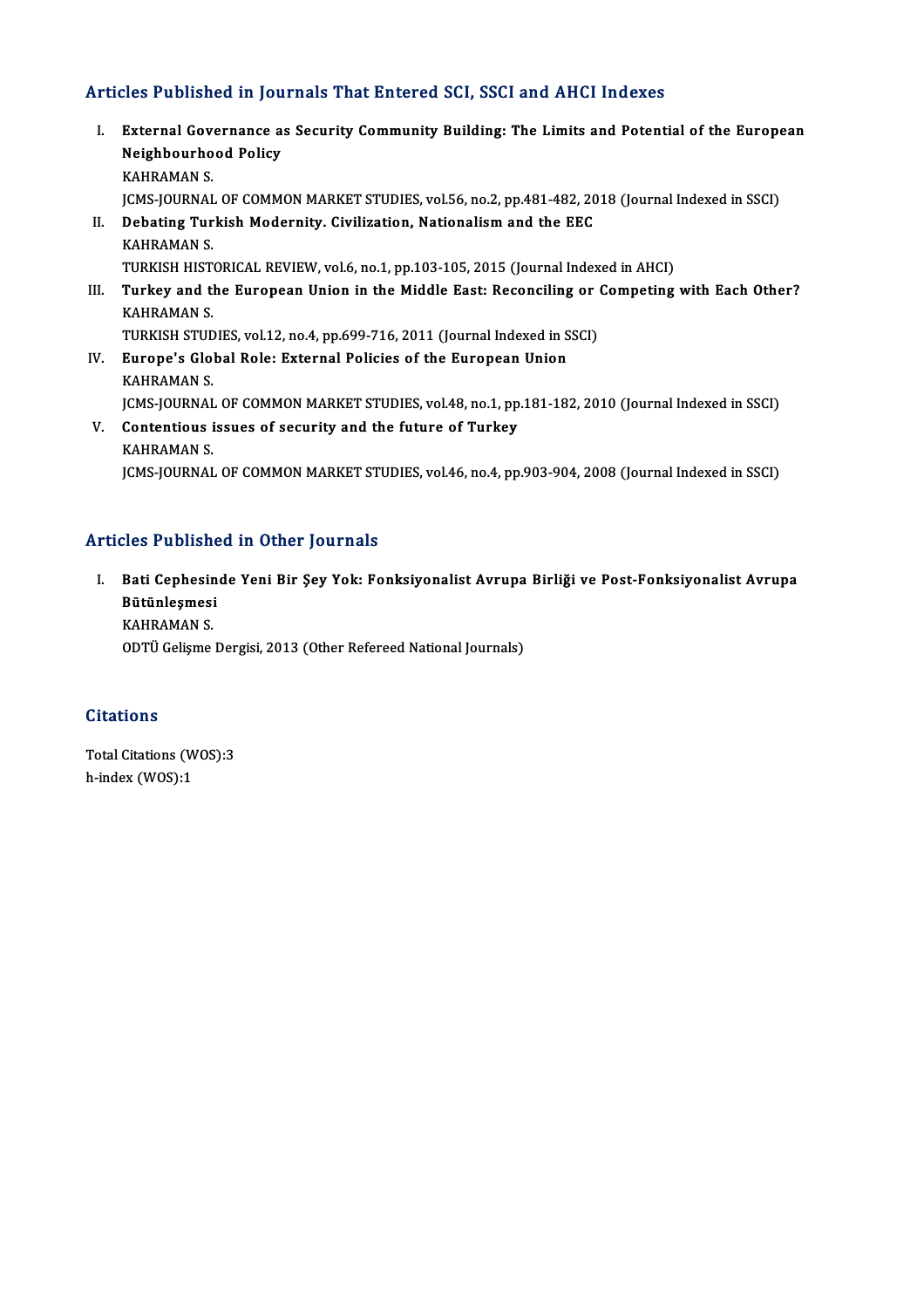## Articles Published in Journals That Entered SCI, SSCI and AHCI Indexes

I. **External Governance as Security Community Building: The Limits and Potential of the European Neighbourhood Policy**
   KAHRAMAN S.
   JCMS-JOURNAL OF COMMON MARKET STUDIES, vol.56, no.2, pp.481-482, 2018 (Journal Indexed in SSCI)

II. **Debating Turkish Modernity. Civilization, Nationalism and the EEC**
   KAHRAMAN S.
   TURKISH HISTORICAL REVIEW, vol.6, no.1, pp.103-105, 2015 (Journal Indexed in AHCI)

III. **Turkey and the European Union in the Middle East: Reconciling or Competing with Each Other?**
   KAHRAMAN S.
   TURKISH STUDIES, vol.12, no.4, pp.699-716, 2011 (Journal Indexed in SSCI)

IV. **Europe's Global Role: External Policies of the European Union**
   KAHRAMAN S.
   JCMS-JOURNAL OF COMMON MARKET STUDIES, vol.48, no.1, pp.181-182, 2010 (Journal Indexed in SSCI)

V. **Contentious issues of security and the future of Turkey**
   KAHRAMAN S.
   JCMS-JOURNAL OF COMMON MARKET STUDIES, vol.46, no.4, pp.903-904, 2008 (Journal Indexed in SSCI)

## Articles Published in Other Journals

I. **Bati Cephesinde Yeni Bir Şey Yok: Fonksiyonalist Avrupa Birliği ve Post-Fonksiyonalist Avrupa Bütünleşmesi**
   KAHRAMAN S.
   ODTÜ Gelişme Dergisi, 2013 (Other Refereed National Journals)

## Citations

Total Citations (WOS):3
h-index (WOS):1